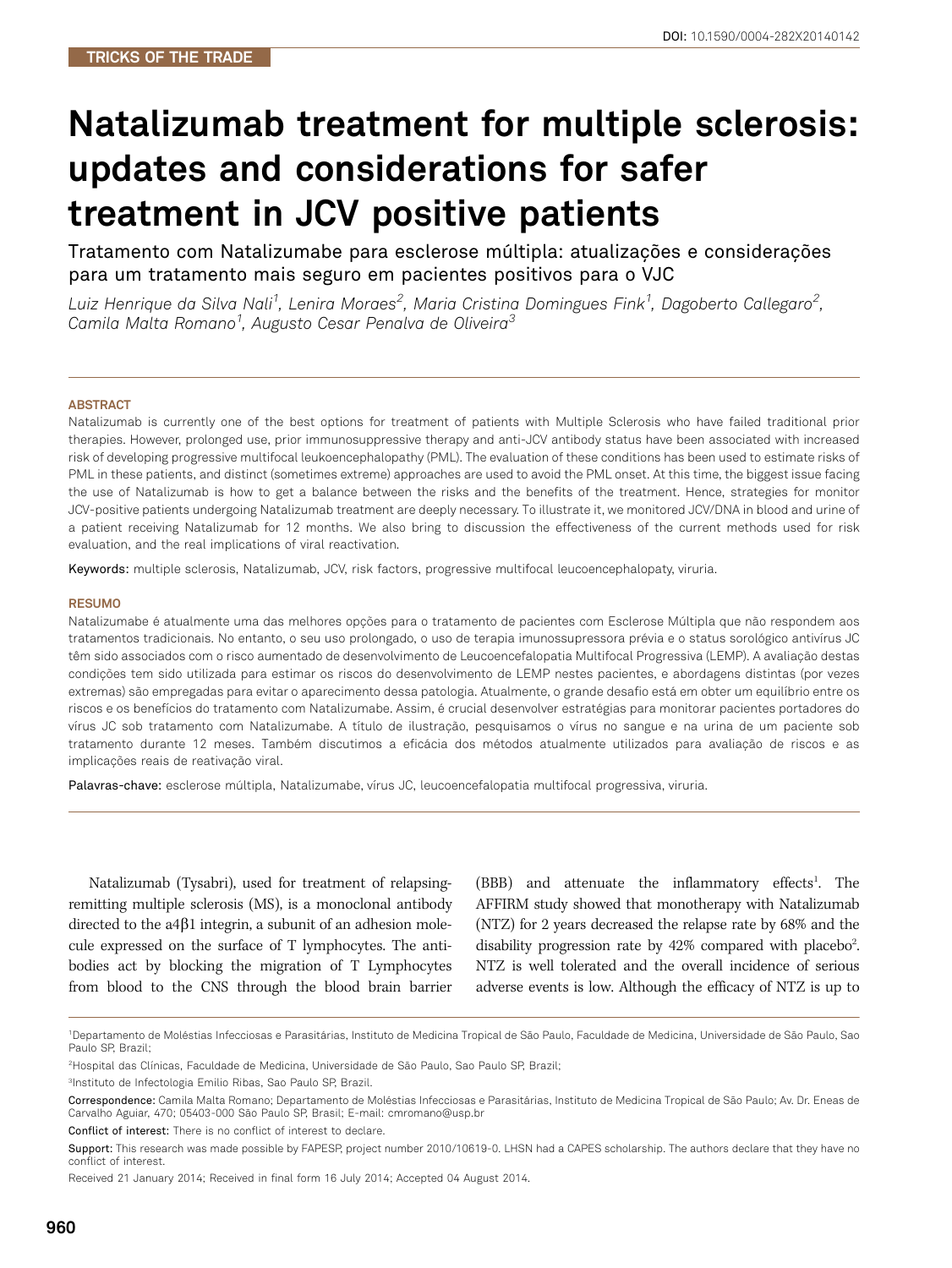TRICKS OF THE TRADE

DOI: 10.1590/0004-282X20140142

# Natalizumab treatment for multiple sclerosis: updates and considerations for safer treatment in JCV positive patients

Tratamento com Natalizumabe para esclerose múltipla: atualizações e considerações para um tratamento mais seguro em pacientes positivos para o VJC

*Luiz Henrique da Silva Nali[1], Lenira Moraes[2], Maria Cristina Domingues Fink[1], Dagoberto Callegaro[2], Camila Malta Romano[1], Augusto Cesar Penalva de Oliveira[3]*

### ABSTRACT

Natalizumab is currently one of the best options for treatment of patients with Multiple Sclerosis who have failed traditional prior therapies. However, prolonged use, prior immunosuppressive therapy and anti-JCV antibody status have been associated with increased risk of developing progressive multifocal leukoencephalopathy (PML). The evaluation of these conditions has been used to estimate risks of PML in these patients, and distinct (sometimes extreme) approaches are used to avoid the PML onset. At this time, the biggest issue facing the use of Natalizumab is how to get a balance between the risks and the benefits of the treatment. Hence, strategies for monitor JCV-positive patients undergoing Natalizumab treatment are deeply necessary. To illustrate it, we monitored JCV/DNA in blood and urine of a patient receiving Natalizumab for 12 months. We also bring to discussion the effectiveness of the current methods used for risk evaluation, and the real implications of viral reactivation.

**Keywords:** multiple sclerosis, Natalizumab, JCV, risk factors, progressive multifocal leucoencephalopaty, viruria.

### RESUMO

Natalizumabe é atualmente uma das melhores opções para o tratamento de pacientes com Esclerose Múltipla que não respondem aos tratamentos tradicionais. No entanto, o seu uso prolongado, o uso de terapia imunossupressora prévia e o status sorológico antivírus JC têm sido associados com o risco aumentado de desenvolvimento de Leucoencefalopatia Multifocal Progressiva (LEMP). A avaliação destas condições tem sido utilizada para estimar os riscos do desenvolvimento de LEMP nestes pacientes, e abordagens distintas (por vezes extremas) são empregadas para evitar o aparecimento dessa patologia. Atualmente, o grande desafio está em obter um equilíbrio entre os riscos e os benefícios do tratamento com Natalizumabe. Assim, é crucial desenvolver estratégias para monitorar pacientes portadores do vírus JC sob tratamento com Natalizumabe. A título de ilustração, pesquisamos o vírus no sangue e na urina de um paciente sob tratamento durante 12 meses. Também discutimos a eficácia dos métodos atualmente utilizados para avaliação de riscos e as implicações reais de reativação viral.

**Palavras-chave:** esclerose múltipla, Natalizumabe, vírus JC, leucoencefalopatia multifocal progressiva, viruria.

Natalizumab (Tysabri), used for treatment of relapsing-remitting multiple sclerosis (MS), is a monoclonal antibody directed to the a4β1 integrin, a subunit of an adhesion molecule expressed on the surface of T lymphocytes. The antibodies act by blocking the migration of T Lymphocytes from blood to the CNS through the blood brain barrier (BBB) and attenuate the inflammatory effects[1]. The AFFIRM study showed that monotherapy with Natalizumab (NTZ) for 2 years decreased the relapse rate by 68% and the disability progression rate by 42% compared with placebo[2]. NTZ is well tolerated and the overall incidence of serious adverse events is low. Although the efficacy of NTZ is up to

[1]Departamento de Moléstias Infecciosas e Parasitárias, Instituto de Medicina Tropical de São Paulo, Faculdade de Medicina, Universidade de São Paulo, Sao Paulo SP, Brazil;

[2]Hospital das Clínicas, Faculdade de Medicina, Universidade de São Paulo, Sao Paulo SP, Brazil;

[3]Instituto de Infectologia Emilio Ribas, Sao Paulo SP, Brazil.

**Correspondence:** Camila Malta Romano; Departamento de Moléstias Infecciosas e Parasitárias, Instituto de Medicina Tropical de São Paulo; Av. Dr. Eneas de Carvalho Aguiar, 470; 05403-000 São Paulo SP, Brasil; E-mail: cmromano@usp.br

**Conflict of interest:** There is no conflict of interest to declare.

**Support:** This research was made possible by FAPESP, project number 2010/10619-0. LHSN had a CAPES scholarship. The authors declare that they have no conflict of interest.

Received 21 January 2014; Received in final form 16 July 2014; Accepted 04 August 2014.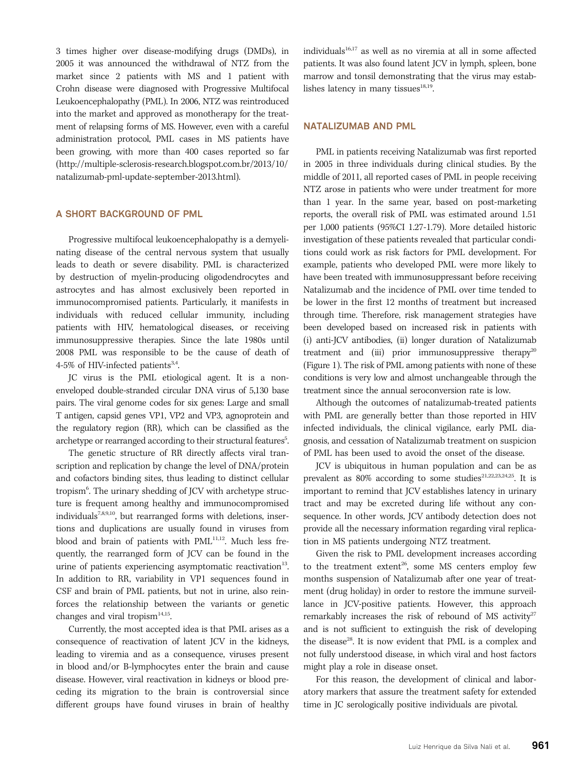3 times higher over disease-modifying drugs (DMDs), in 2005 it was announced the withdrawal of NTZ from the market since 2 patients with MS and 1 patient with Crohn disease were diagnosed with Progressive Multifocal Leukoencephalopathy (PML). In 2006, NTZ was reintroduced into the market and approved as monotherapy for the treatment of relapsing forms of MS. However, even with a careful administration protocol, PML cases in MS patients have been growing, with more than 400 cases reported so far (http://multiple-sclerosis-research.blogspot.com.br/2013/10/natalizumab-pml-update-september-2013.html).

## A SHORT BACKGROUND OF PML

Progressive multifocal leukoencephalopathy is a demyelinating disease of the central nervous system that usually leads to death or severe disability. PML is characterized by destruction of myelin-producing oligodendrocytes and astrocytes and has almost exclusively been reported in immunocompromised patients. Particularly, it manifests in individuals with reduced cellular immunity, including patients with HIV, hematological diseases, or receiving immunosuppressive therapies. Since the late 1980s until 2008 PML was responsible to be the cause of death of 4-5% of HIV-infected patients[3,4].

JC virus is the PML etiological agent. It is a non-enveloped double-stranded circular DNA virus of 5,130 base pairs. The viral genome codes for six genes: Large and small T antigen, capsid genes VP1, VP2 and VP3, agnoprotein and the regulatory region (RR), which can be classified as the archetype or rearranged according to their structural features[5].

The genetic structure of RR directly affects viral transcription and replication by change the level of DNA/protein and cofactors binding sites, thus leading to distinct cellular tropism[6]. The urinary shedding of JCV with archetype structure is frequent among healthy and immunocompromised individuals[7,8,9,10], but rearranged forms with deletions, insertions and duplications are usually found in viruses from blood and brain of patients with PML[11,12]. Much less frequently, the rearranged form of JCV can be found in the urine of patients experiencing asymptomatic reactivation[13]. In addition to RR, variability in VP1 sequences found in CSF and brain of PML patients, but not in urine, also reinforces the relationship between the variants or genetic changes and viral tropism[14,15].

Currently, the most accepted idea is that PML arises as a consequence of reactivation of latent JCV in the kidneys, leading to viremia and as a consequence, viruses present in blood and/or B-lymphocytes enter the brain and cause disease. However, viral reactivation in kidneys or blood preceding its migration to the brain is controversial since different groups have found viruses in brain of healthy individuals[16,17] as well as no viremia at all in some affected patients. It was also found latent JCV in lymph, spleen, bone marrow and tonsil demonstrating that the virus may establishes latency in many tissues[18,19].

## NATALIZUMAB AND PML

PML in patients receiving Natalizumab was first reported in 2005 in three individuals during clinical studies. By the middle of 2011, all reported cases of PML in people receiving NTZ arose in patients who were under treatment for more than 1 year. In the same year, based on post-marketing reports, the overall risk of PML was estimated around 1.51 per 1,000 patients (95%CI 1.27-1.79). More detailed historic investigation of these patients revealed that particular conditions could work as risk factors for PML development. For example, patients who developed PML were more likely to have been treated with immunosuppressant before receiving Natalizumab and the incidence of PML over time tended to be lower in the first 12 months of treatment but increased through time. Therefore, risk management strategies have been developed based on increased risk in patients with (i) anti-JCV antibodies, (ii) longer duration of Natalizumab treatment and (iii) prior immunosuppressive therapy[20] (Figure 1). The risk of PML among patients with none of these conditions is very low and almost unchangeable through the treatment since the annual seroconversion rate is low.

Although the outcomes of natalizumab-treated patients with PML are generally better than those reported in HIV infected individuals, the clinical vigilance, early PML diagnosis, and cessation of Natalizumab treatment on suspicion of PML has been used to avoid the onset of the disease.

JCV is ubiquitous in human population and can be as prevalent as 80% according to some studies[21,22,23,24,25]. It is important to remind that JCV establishes latency in urinary tract and may be excreted during life without any consequence. In other words, JCV antibody detection does not provide all the necessary information regarding viral replication in MS patients undergoing NTZ treatment.

Given the risk to PML development increases according to the treatment extent[26], some MS centers employ few months suspension of Natalizumab after one year of treatment (drug holiday) in order to restore the immune surveillance in JCV-positive patients. However, this approach remarkably increases the risk of rebound of MS activity[27] and is not sufficient to extinguish the risk of developing the disease[28]. It is now evident that PML is a complex and not fully understood disease, in which viral and host factors might play a role in disease onset.

For this reason, the development of clinical and laboratory markers that assure the treatment safety for extended time in JC serologically positive individuals are pivotal.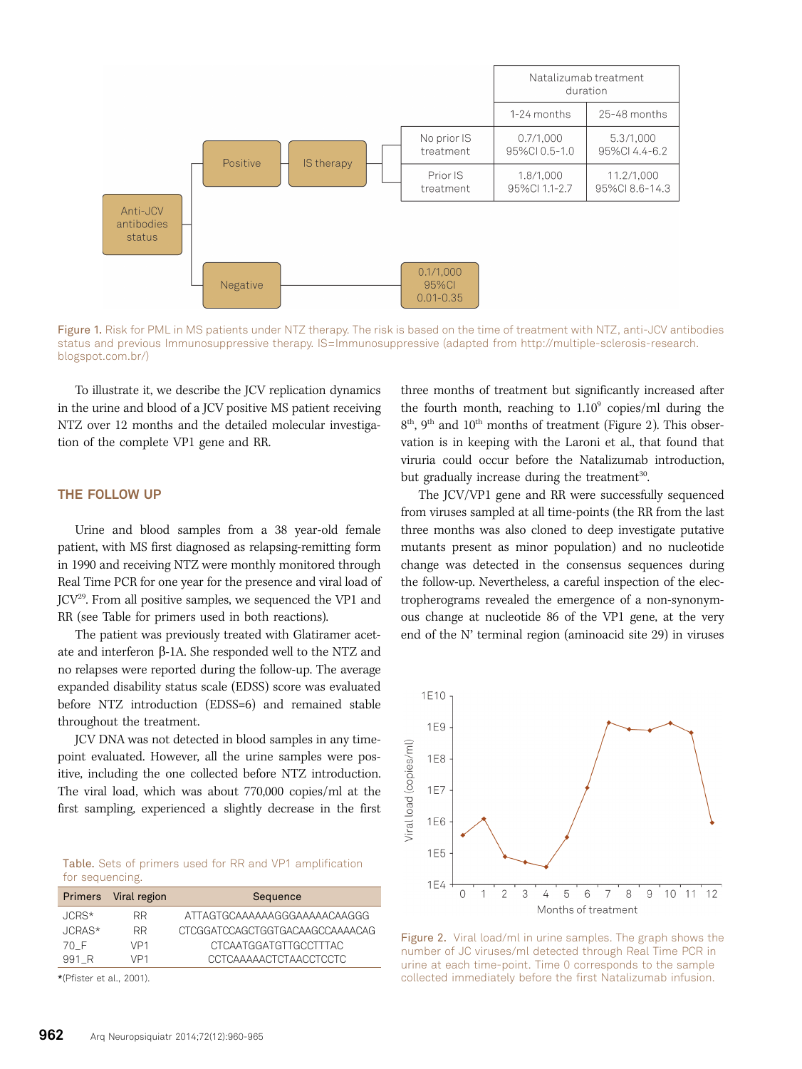| | | | Natalizumab treatment duration | |
|---|---|---|---|---|
| | | | 1-24 months | 25-48 months |
| Anti-JCV antibodies status | Positive → IS therapy | No prior IS treatment | 0.7/1,000 95%CI 0.5-1.0 | 5.3/1,000 95%CI 4.4-6.2 |
| | | Prior IS treatment | 1.8/1,000 95%CI 1.1-2.7 | 11.2/1,000 95%CI 8.6-14.3 |
| | Negative | 0.1/1,000 95%CI 0.01-0.35 | | |

Figure 1. Risk for PML in MS patients under NTZ therapy. The risk is based on the time of treatment with NTZ, anti-JCV antibodies status and previous Immunosuppressive therapy. IS=Immunosuppressive (adapted from http://multiple-sclerosis-research.blogspot.com.br/)

To illustrate it, we describe the JCV replication dynamics in the urine and blood of a JCV positive MS patient receiving NTZ over 12 months and the detailed molecular investigation of the complete VP1 gene and RR.

## THE FOLLOW UP

Urine and blood samples from a 38 year-old female patient, with MS first diagnosed as relapsing-remitting form in 1990 and receiving NTZ were monthly monitored through Real Time PCR for one year for the presence and viral load of JCV[29]. From all positive samples, we sequenced the VP1 and RR (see Table for primers used in both reactions).

The patient was previously treated with Glatiramer acetate and interferon β-1A. She responded well to the NTZ and no relapses were reported during the follow-up. The average expanded disability status scale (EDSS) score was evaluated before NTZ introduction (EDSS=6) and remained stable throughout the treatment.

JCV DNA was not detected in blood samples in any time-point evaluated. However, all the urine samples were positive, including the one collected before NTZ introduction. The viral load, which was about 770,000 copies/ml at the first sampling, experienced a slightly decrease in the first three months of treatment but significantly increased after the fourth month, reaching to $1.10^9$ copies/ml during the 8th, 9th and 10th months of treatment (Figure 2). This observation is in keeping with the Laroni et al., that found that viruria could occur before the Natalizumab introduction, but gradually increase during the treatment[30].

The JCV/VP1 gene and RR were successfully sequenced from viruses sampled at all time-points (the RR from the last three months was also cloned to deep investigate putative mutants present as minor population) and no nucleotide change was detected in the consensus sequences during the follow-up. Nevertheless, a careful inspection of the electropherograms revealed the emergence of a non-synonymous change at nucleotide 86 of the VP1 gene, at the very end of the N' terminal region (aminoacid site 29) in viruses

Table. Sets of primers used for RR and VP1 amplification for sequencing.

| Primers | Viral region | Sequence |
|---|---|---|
| JCRS* | RR | ATTAGTGCAAAAAAGGGAAAAACAAGGG |
| JCRAS* | RR | CTCGGATCCAGCTGGTGACAAGCCAAAACAG |
| 70_F | VP1 | CTCAATGGATGTTGCCTTTAC |
| 991_R | VP1 | CCTCAAAAACTCTAACCTCCTC |

*(Pfister et al., 2001).

Figure 2. Viral load/ml in urine samples. The graph shows the number of JC viruses/ml detected through Real Time PCR in urine at each time-point. Time 0 corresponds to the sample collected immediately before the first Natalizumab infusion.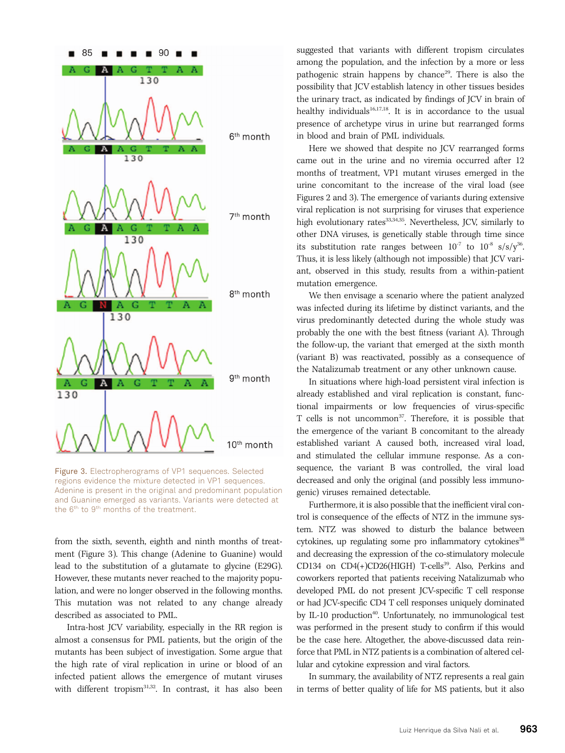Figure 3. Electropherograms of VP1 sequences. Selected regions evidence the mixture detected in VP1 sequences. Adenine is present in the original and predominant population and Guanine emerged as variants. Variants were detected at the 6th to 9th months of the treatment.

from the sixth, seventh, eighth and ninth months of treatment (Figure 3). This change (Adenine to Guanine) would lead to the substitution of a glutamate to glycine (E29G). However, these mutants never reached to the majority population, and were no longer observed in the following months. This mutation was not related to any change already described as associated to PML.

Intra-host JCV variability, especially in the RR region is almost a consensus for PML patients, but the origin of the mutants has been subject of investigation. Some argue that the high rate of viral replication in urine or blood of an infected patient allows the emergence of mutant viruses with different tropism[31,32]. In contrast, it has also been suggested that variants with different tropism circulates among the population, and the infection by a more or less pathogenic strain happens by chance[29]. There is also the possibility that JCV establish latency in other tissues besides the urinary tract, as indicated by findings of JCV in brain of healthy individuals[16,17,18]. It is in accordance to the usual presence of archetype virus in urine but rearranged forms in blood and brain of PML individuals.

Here we showed that despite no JCV rearranged forms came out in the urine and no viremia occurred after 12 months of treatment, VP1 mutant viruses emerged in the urine concomitant to the increase of the viral load (see Figures 2 and 3). The emergence of variants during extensive viral replication is not surprising for viruses that experience high evolutionary rates[33,34,35]. Nevertheless, JCV, similarly to other DNA viruses, is genetically stable through time since its substitution rate ranges between $10^{-7}$ to $10^{-8}$ s/s/y[36]. Thus, it is less likely (although not impossible) that JCV variant, observed in this study, results from a within-patient mutation emergence.

We then envisage a scenario where the patient analyzed was infected during its lifetime by distinct variants, and the virus predominantly detected during the whole study was probably the one with the best fitness (variant A). Through the follow-up, the variant that emerged at the sixth month (variant B) was reactivated, possibly as a consequence of the Natalizumab treatment or any other unknown cause.

In situations where high-load persistent viral infection is already established and viral replication is constant, functional impairments or low frequencies of virus-specific T cells is not uncommon[37]. Therefore, it is possible that the emergence of the variant B concomitant to the already established variant A caused both, increased viral load, and stimulated the cellular immune response. As a consequence, the variant B was controlled, the viral load decreased and only the original (and possibly less immunogenic) viruses remained detectable.

Furthermore, it is also possible that the inefficient viral control is consequence of the effects of NTZ in the immune system. NTZ was showed to disturb the balance between cytokines, up regulating some pro inflammatory cytokines[38] and decreasing the expression of the co-stimulatory molecule CD134 on CD4(+)CD26(HIGH) T-cells[39]. Also, Perkins and coworkers reported that patients receiving Natalizumab who developed PML do not present JCV-specific T cell response or had JCV-specific CD4 T cell responses uniquely dominated by IL-10 production[40]. Unfortunately, no immunological test was performed in the present study to confirm if this would be the case here. Altogether, the above-discussed data reinforce that PML in NTZ patients is a combination of altered cellular and cytokine expression and viral factors.

In summary, the availability of NTZ represents a real gain in terms of better quality of life for MS patients, but it also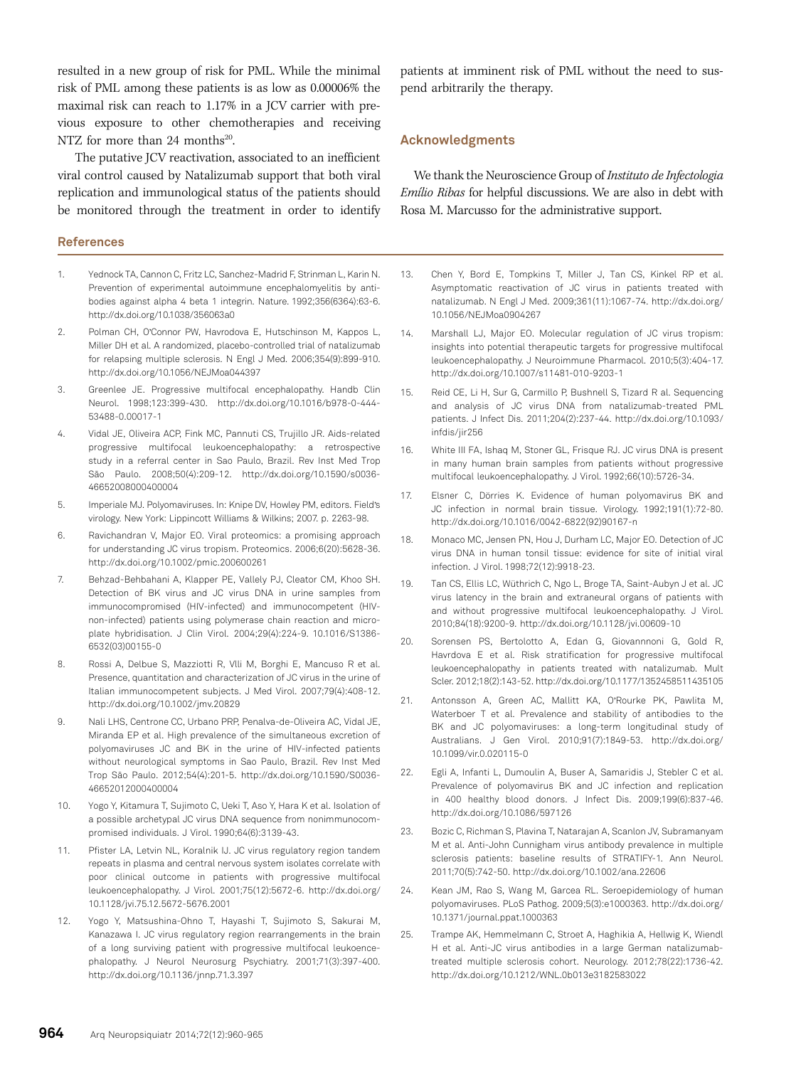resulted in a new group of risk for PML. While the minimal risk of PML among these patients is as low as 0.00006% the maximal risk can reach to 1.17% in a JCV carrier with previous exposure to other chemotherapies and receiving NTZ for more than 24 months[20].

The putative JCV reactivation, associated to an inefficient viral control caused by Natalizumab support that both viral replication and immunological status of the patients should be monitored through the treatment in order to identify patients at imminent risk of PML without the need to suspend arbitrarily the therapy.

## Acknowledgments

We thank the Neuroscience Group of *Instituto de Infectologia Emílio Ribas* for helpful discussions. We are also in debt with Rosa M. Marcusso for the administrative support.

## References

1. Yednock TA, Cannon C, Fritz LC, Sanchez-Madrid F, Strinman L, Karin N. Prevention of experimental autoimmune encephalomyelitis by antibodies against alpha 4 beta 1 integrin. Nature. 1992;356(6364):63-6. http://dx.doi.org/10.1038/356063a0
2. Polman CH, O'Connor PW, Havrodova E, Hutschinson M, Kappos L, Miller DH et al. A randomized, placebo-controlled trial of natalizumab for relapsing multiple sclerosis. N Engl J Med. 2006;354(9):899-910. http://dx.doi.org/10.1056/NEJMoa044397
3. Greenlee JE. Progressive multifocal encephalopathy. Handb Clin Neurol. 1998;123:399-430. http://dx.doi.org/10.1016/b978-0-444-53488-0.00017-1
4. Vidal JE, Oliveira ACP, Fink MC, Pannuti CS, Trujillo JR. Aids-related progressive multifocal leukoencephalopathy: a retrospective study in a referral center in Sao Paulo, Brazil. Rev Inst Med Trop São Paulo. 2008;50(4):209-12. http://dx.doi.org/10.1590/s0036-46652008000400004
5. Imperiale MJ. Polyomaviruses. In: Knipe DV, Howley PM, editors. Field's virology. New York: Lippincott Williams & Wilkins; 2007. p. 2263-98.
6. Ravichandran V, Major EO. Viral proteomics: a promising approach for understanding JC virus tropism. Proteomics. 2006;6(20):5628-36. http://dx.doi.org/10.1002/pmic.200600261
7. Behzad-Behbahani A, Klapper PE, Vallely PJ, Cleator CM, Khoo SH. Detection of BK virus and JC virus DNA in urine samples from immunocompromised (HIV-infected) and immunocompetent (HIV-non-infected) patients using polymerase chain reaction and microplate hybridisation. J Clin Virol. 2004;29(4):224-9. 10.1016/S1386-6532(03)00155-0
8. Rossi A, Delbue S, Mazziotti R, Vlli M, Borghi E, Mancuso R et al. Presence, quantitation and characterization of JC virus in the urine of Italian immunocompetent subjects. J Med Virol. 2007;79(4):408-12. http://dx.doi.org/10.1002/jmv.20829
9. Nali LHS, Centrone CC, Urbano PRP, Penalva-de-Oliveira AC, Vidal JE, Miranda EP et al. High prevalence of the simultaneous excretion of polyomaviruses JC and BK in the urine of HIV-infected patients without neurological symptoms in Sao Paulo, Brazil. Rev Inst Med Trop São Paulo. 2012;54(4):201-5. http://dx.doi.org/10.1590/S0036-46652012000400004
10. Yogo Y, Kitamura T, Sujimoto C, Ueki T, Aso Y, Hara K et al. Isolation of a possible archetypal JC virus DNA sequence from nonimmunocompromised individuals. J Virol. 1990;64(6):3139-43.
11. Pfister LA, Letvin NL, Koralnik IJ. JC virus regulatory region tandem repeats in plasma and central nervous system isolates correlate with poor clinical outcome in patients with progressive multifocal leukoencephalopathy. J Virol. 2001;75(12):5672-6. http://dx.doi.org/10.1128/jvi.75.12.5672-5676.2001
12. Yogo Y, Matsushina-Ohno T, Hayashi T, Sujimoto S, Sakurai M, Kanazawa I. JC virus regulatory region rearrangements in the brain of a long surviving patient with progressive multifocal leukoencephalopathy. J Neurol Neurosurg Psychiatry. 2001;71(3):397-400. http://dx.doi.org/10.1136/jnnp.71.3.397
13. Chen Y, Bord E, Tompkins T, Miller J, Tan CS, Kinkel RP et al. Asymptomatic reactivation of JC virus in patients treated with natalizumab. N Engl J Med. 2009;361(11):1067-74. http://dx.doi.org/10.1056/NEJMoa0904267
14. Marshall LJ, Major EO. Molecular regulation of JC virus tropism: insights into potential therapeutic targets for progressive multifocal leukoencephalopathy. J Neuroimmune Pharmacol. 2010;5(3):404-17. http://dx.doi.org/10.1007/s11481-010-9203-1
15. Reid CE, Li H, Sur G, Carmillo P, Bushnell S, Tizard R al. Sequencing and analysis of JC virus DNA from natalizumab-treated PML patients. J Infect Dis. 2011;204(2):237-44. http://dx.doi.org/10.1093/infdis/jir256
16. White III FA, Ishaq M, Stoner GL, Frisque RJ. JC virus DNA is present in many human brain samples from patients without progressive multifocal leukoencephalopathy. J Virol. 1992;66(10):5726-34.
17. Elsner C, Dörries K. Evidence of human polyomavirus BK and JC infection in normal brain tissue. Virology. 1992;191(1):72-80. http://dx.doi.org/10.1016/0042-6822(92)90167-n
18. Monaco MC, Jensen PN, Hou J, Durham LC, Major EO. Detection of JC virus DNA in human tonsil tissue: evidence for site of initial viral infection. J Virol. 1998;72(12):9918-23.
19. Tan CS, Ellis LC, Wüthrich C, Ngo L, Broge TA, Saint-Aubyn J et al. JC virus latency in the brain and extraneural organs of patients with and without progressive multifocal leukoencephalopathy. J Virol. 2010;84(18):9200-9. http://dx.doi.org/10.1128/jvi.00609-10
20. Sorensen PS, Bertolotto A, Edan G, Giovannnoni G, Gold R, Havrdova E et al. Risk stratification for progressive multifocal leukoencephalopathy in patients treated with natalizumab. Mult Scler. 2012;18(2):143-52. http://dx.doi.org/10.1177/1352458511435105
21. Antonsson A, Green AC, Mallitt KA, O'Rourke PK, Pawlita M, Waterboer T et al. Prevalence and stability of antibodies to the BK and JC polyomaviruses: a long-term longitudinal study of Australians. J Gen Virol. 2010;91(7):1849-53. http://dx.doi.org/10.1099/vir.0.020115-0
22. Egli A, Infanti L, Dumoulin A, Buser A, Samaridis J, Stebler C et al. Prevalence of polyomavirus BK and JC infection and replication in 400 healthy blood donors. J Infect Dis. 2009;199(6):837-46. http://dx.doi.org/10.1086/597126
23. Bozic C, Richman S, Plavina T, Natarajan A, Scanlon JV, Subramanyam M et al. Anti-John Cunnigham virus antibody prevalence in multiple sclerosis patients: baseline results of STRATIFY-1. Ann Neurol. 2011;70(5):742-50. http://dx.doi.org/10.1002/ana.22606
24. Kean JM, Rao S, Wang M, Garcea RL. Seroepidemiology of human polyomaviruses. PLoS Pathog. 2009;5(3):e1000363. http://dx.doi.org/10.1371/journal.ppat.1000363
25. Trampe AK, Hemmelmann C, Stroet A, Haghikia A, Hellwig K, Wiendl H et al. Anti-JC virus antibodies in a large German natalizumab-treated multiple sclerosis cohort. Neurology. 2012;78(22):1736-42. http://dx.doi.org/10.1212/WNL.0b013e3182583022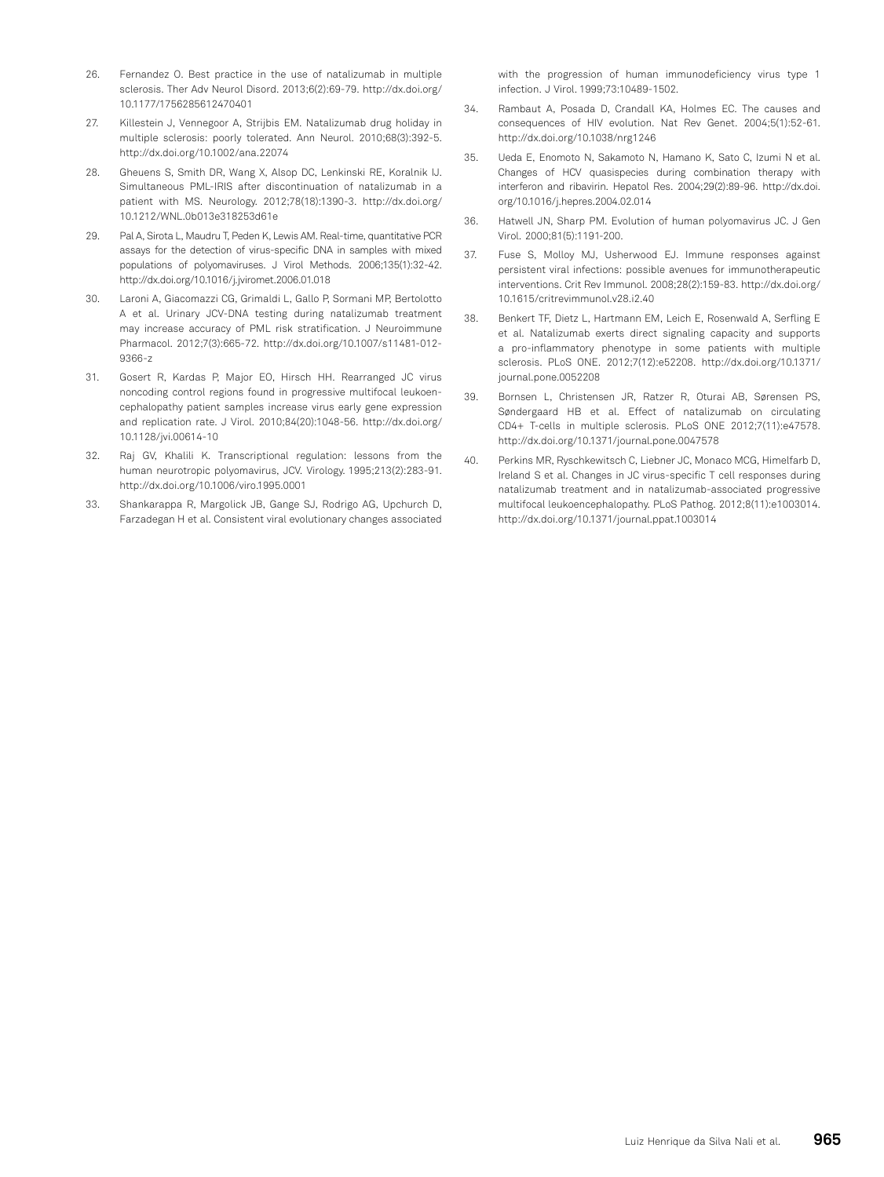26. Fernandez O. Best practice in the use of natalizumab in multiple sclerosis. Ther Adv Neurol Disord. 2013;6(2):69-79. http://dx.doi.org/10.1177/1756285612470401

27. Killestein J, Vennegoor A, Strijbis EM. Natalizumab drug holiday in multiple sclerosis: poorly tolerated. Ann Neurol. 2010;68(3):392-5. http://dx.doi.org/10.1002/ana.22074

28. Gheuens S, Smith DR, Wang X, Alsop DC, Lenkinski RE, Koralnik IJ. Simultaneous PML-IRIS after discontinuation of natalizumab in a patient with MS. Neurology. 2012;78(18):1390-3. http://dx.doi.org/10.1212/WNL.0b013e318253d61e

29. Pal A, Sirota L, Maudru T, Peden K, Lewis AM. Real-time, quantitative PCR assays for the detection of virus-specific DNA in samples with mixed populations of polyomaviruses. J Virol Methods. 2006;135(1):32-42. http://dx.doi.org/10.1016/j.jviromet.2006.01.018

30. Laroni A, Giacomazzi CG, Grimaldi L, Gallo P, Sormani MP, Bertolotto A et al. Urinary JCV-DNA testing during natalizumab treatment may increase accuracy of PML risk stratification. J Neuroimmune Pharmacol. 2012;7(3):665-72. http://dx.doi.org/10.1007/s11481-012-9366-z

31. Gosert R, Kardas P, Major EO, Hirsch HH. Rearranged JC virus noncoding control regions found in progressive multifocal leukoencephalopathy patient samples increase virus early gene expression and replication rate. J Virol. 2010;84(20):1048-56. http://dx.doi.org/10.1128/jvi.00614-10

32. Raj GV, Khalili K. Transcriptional regulation: lessons from the human neurotropic polyomavirus, JCV. Virology. 1995;213(2):283-91. http://dx.doi.org/10.1006/viro.1995.0001

33. Shankarappa R, Margolick JB, Gange SJ, Rodrigo AG, Upchurch D, Farzadegan H et al. Consistent viral evolutionary changes associated with the progression of human immunodeficiency virus type 1 infection. J Virol. 1999;73:10489-1502.

34. Rambaut A, Posada D, Crandall KA, Holmes EC. The causes and consequences of HIV evolution. Nat Rev Genet. 2004;5(1):52-61. http://dx.doi.org/10.1038/nrg1246

35. Ueda E, Enomoto N, Sakamoto N, Hamano K, Sato C, Izumi N et al. Changes of HCV quasispecies during combination therapy with interferon and ribavirin. Hepatol Res. 2004;29(2):89-96. http://dx.doi.org/10.1016/j.hepres.2004.02.014

36. Hatwell JN, Sharp PM. Evolution of human polyomavirus JC. J Gen Virol. 2000;81(5):1191-200.

37. Fuse S, Molloy MJ, Usherwood EJ. Immune responses against persistent viral infections: possible avenues for immunotherapeutic interventions. Crit Rev Immunol. 2008;28(2):159-83. http://dx.doi.org/10.1615/critrevimmunol.v28.i2.40

38. Benkert TF, Dietz L, Hartmann EM, Leich E, Rosenwald A, Serfling E et al. Natalizumab exerts direct signaling capacity and supports a pro-inflammatory phenotype in some patients with multiple sclerosis. PLoS ONE. 2012;7(12):e52208. http://dx.doi.org/10.1371/journal.pone.0052208

39. Bornsen L, Christensen JR, Ratzer R, Oturai AB, Sørensen PS, Søndergaard HB et al. Effect of natalizumab on circulating CD4+ T-cells in multiple sclerosis. PLoS ONE 2012;7(11):e47578. http://dx.doi.org/10.1371/journal.pone.0047578

40. Perkins MR, Ryschkewitsch C, Liebner JC, Monaco MCG, Himelfarb D, Ireland S et al. Changes in JC virus-specific T cell responses during natalizumab treatment and in natalizumab-associated progressive multifocal leukoencephalopathy. PLoS Pathog. 2012;8(11):e1003014. http://dx.doi.org/10.1371/journal.ppat.1003014